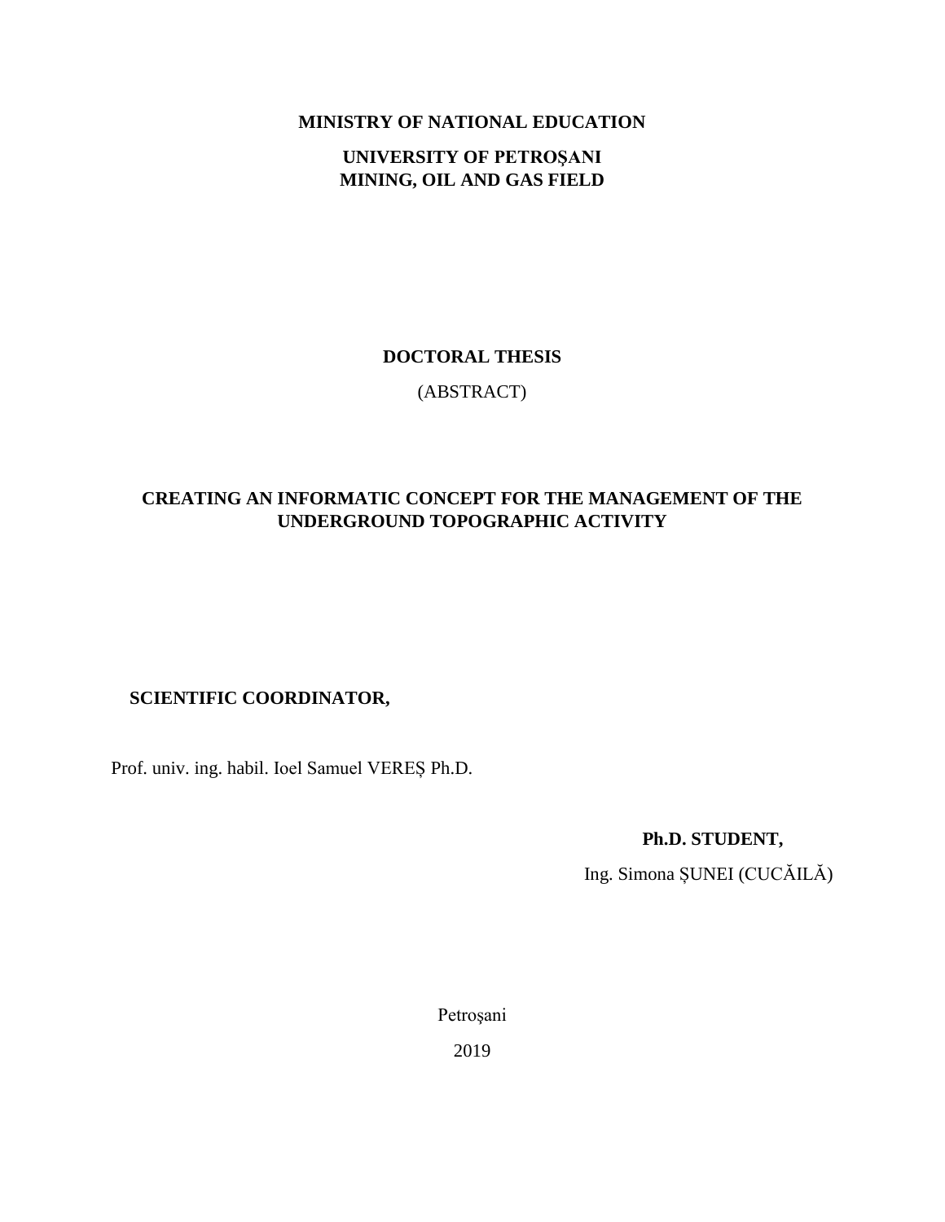**MINISTRY OF NATIONAL EDUCATION**

**UNIVERSITY OF PETROŞANI**
**MINING, OIL AND GAS FIELD**

**DOCTORAL THESIS**

(ABSTRACT)

# CREATING AN INFORMATIC CONCEPT FOR THE MANAGEMENT OF THE UNDERGROUND TOPOGRAPHIC ACTIVITY

**SCIENTIFIC COORDINATOR,**

Prof. univ. ing. habil. Ioel Samuel VEREȘ Ph.D.

**Ph.D. STUDENT,**

Ing. Simona ȘUNEI (CUCĂILĂ)

Petroșani

2019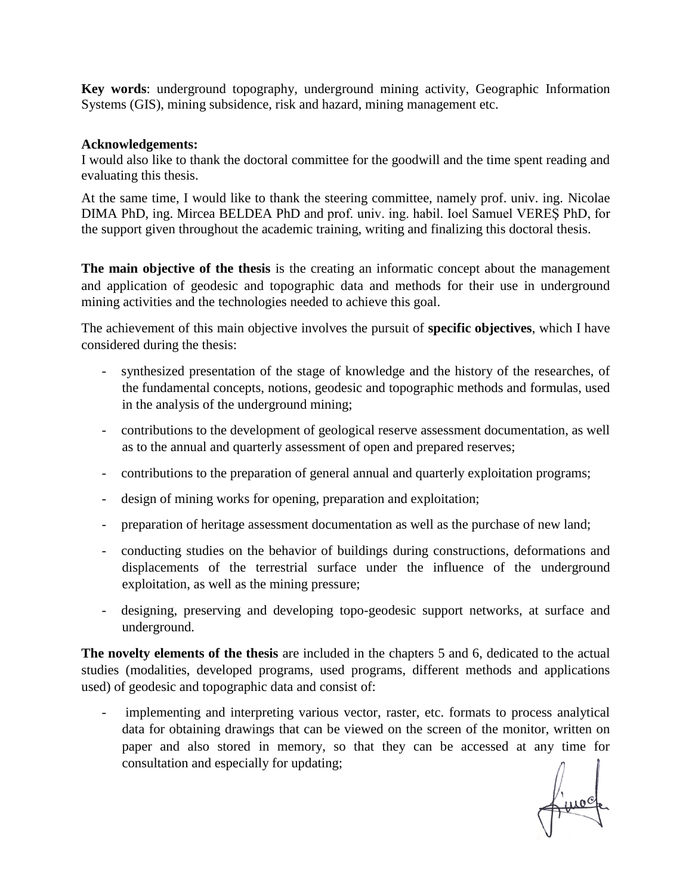**Key words**: underground topography, underground mining activity, Geographic Information Systems (GIS), mining subsidence, risk and hazard, mining management etc.

**Acknowledgements:**
I would also like to thank the doctoral committee for the goodwill and the time spent reading and evaluating this thesis.

At the same time, I would like to thank the steering committee, namely prof. univ. ing. Nicolae DIMA PhD, ing. Mircea BELDEA PhD and prof. univ. ing. habil. Ioel Samuel VEREȘ PhD, for the support given throughout the academic training, writing and finalizing this doctoral thesis.

**The main objective of the thesis** is the creating an informatic concept about the management and application of geodesic and topographic data and methods for their use in underground mining activities and the technologies needed to achieve this goal.

The achievement of this main objective involves the pursuit of **specific objectives**, which I have considered during the thesis:

- synthesized presentation of the stage of knowledge and the history of the researches, of the fundamental concepts, notions, geodesic and topographic methods and formulas, used in the analysis of the underground mining;
- contributions to the development of geological reserve assessment documentation, as well as to the annual and quarterly assessment of open and prepared reserves;
- contributions to the preparation of general annual and quarterly exploitation programs;
- design of mining works for opening, preparation and exploitation;
- preparation of heritage assessment documentation as well as the purchase of new land;
- conducting studies on the behavior of buildings during constructions, deformations and displacements of the terrestrial surface under the influence of the underground exploitation, as well as the mining pressure;
- designing, preserving and developing topo-geodesic support networks, at surface and underground.

**The novelty elements of the thesis** are included in the chapters 5 and 6, dedicated to the actual studies (modalities, developed programs, used programs, different methods and applications used) of geodesic and topographic data and consist of:

- implementing and interpreting various vector, raster, etc. formats to process analytical data for obtaining drawings that can be viewed on the screen of the monitor, written on paper and also stored in memory, so that they can be accessed at any time for consultation and especially for updating;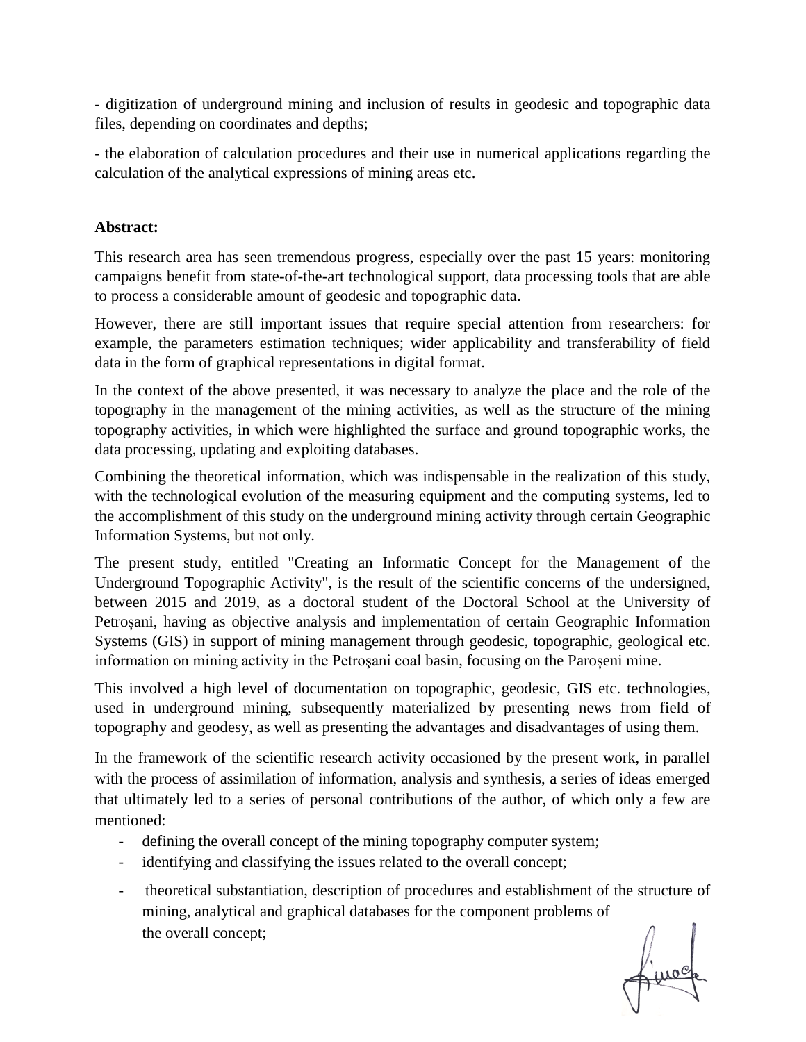- digitization of underground mining and inclusion of results in geodesic and topographic data files, depending on coordinates and depths;

- the elaboration of calculation procedures and their use in numerical applications regarding the calculation of the analytical expressions of mining areas etc.

**Abstract:**

This research area has seen tremendous progress, especially over the past 15 years: monitoring campaigns benefit from state-of-the-art technological support, data processing tools that are able to process a considerable amount of geodesic and topographic data.

However, there are still important issues that require special attention from researchers: for example, the parameters estimation techniques; wider applicability and transferability of field data in the form of graphical representations in digital format.

In the context of the above presented, it was necessary to analyze the place and the role of the topography in the management of the mining activities, as well as the structure of the mining topography activities, in which were highlighted the surface and ground topographic works, the data processing, updating and exploiting databases.

Combining the theoretical information, which was indispensable in the realization of this study, with the technological evolution of the measuring equipment and the computing systems, led to the accomplishment of this study on the underground mining activity through certain Geographic Information Systems, but not only.

The present study, entitled "Creating an Informatic Concept for the Management of the Underground Topographic Activity", is the result of the scientific concerns of the undersigned, between 2015 and 2019, as a doctoral student of the Doctoral School at the University of Petroșani, having as objective analysis and implementation of certain Geographic Information Systems (GIS) in support of mining management through geodesic, topographic, geological etc. information on mining activity in the Petroșani coal basin, focusing on the Paroșeni mine.

This involved a high level of documentation on topographic, geodesic, GIS etc. technologies, used in underground mining, subsequently materialized by presenting news from field of topography and geodesy, as well as presenting the advantages and disadvantages of using them.

In the framework of the scientific research activity occasioned by the present work, in parallel with the process of assimilation of information, analysis and synthesis, a series of ideas emerged that ultimately led to a series of personal contributions of the author, of which only a few are mentioned:

- defining the overall concept of the mining topography computer system;
- identifying and classifying the issues related to the overall concept;
- theoretical substantiation, description of procedures and establishment of the structure of mining, analytical and graphical databases for the component problems of the overall concept;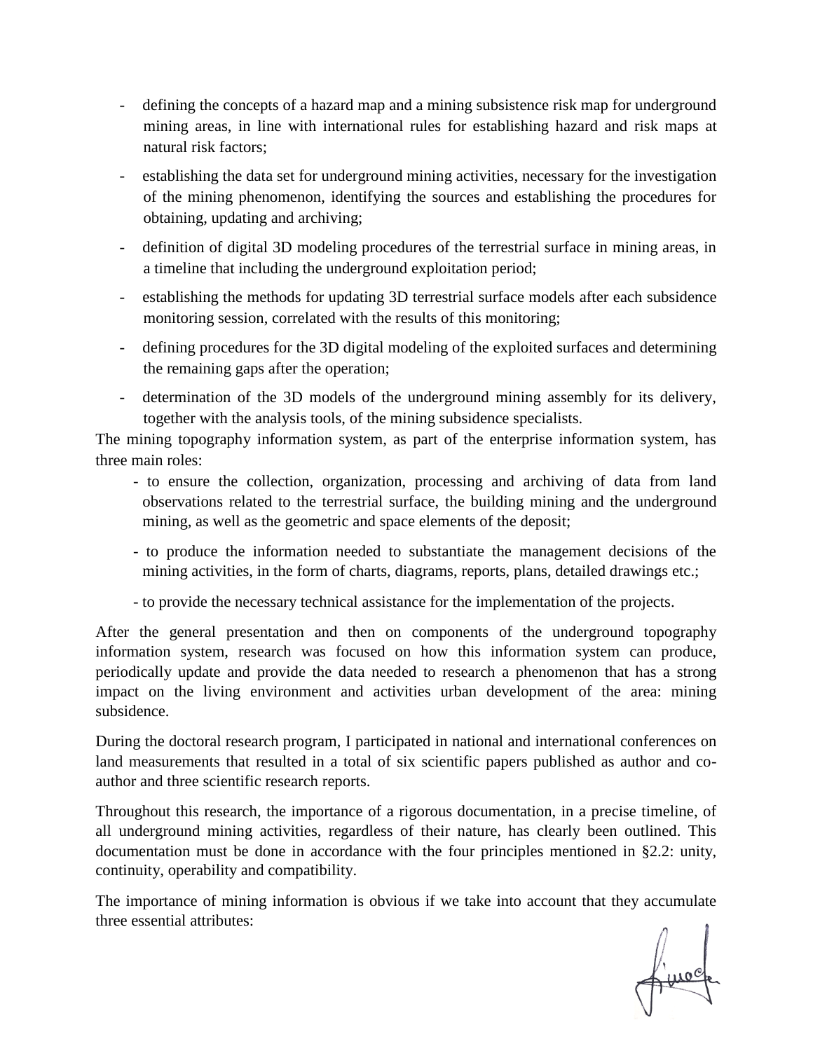- defining the concepts of a hazard map and a mining subsistence risk map for underground mining areas, in line with international rules for establishing hazard and risk maps at natural risk factors;
- establishing the data set for underground mining activities, necessary for the investigation of the mining phenomenon, identifying the sources and establishing the procedures for obtaining, updating and archiving;
- definition of digital 3D modeling procedures of the terrestrial surface in mining areas, in a timeline that including the underground exploitation period;
- establishing the methods for updating 3D terrestrial surface models after each subsidence monitoring session, correlated with the results of this monitoring;
- defining procedures for the 3D digital modeling of the exploited surfaces and determining the remaining gaps after the operation;
- determination of the 3D models of the underground mining assembly for its delivery, together with the analysis tools, of the mining subsidence specialists.

The mining topography information system, as part of the enterprise information system, has three main roles:

- to ensure the collection, organization, processing and archiving of data from land observations related to the terrestrial surface, the building mining and the underground mining, as well as the geometric and space elements of the deposit;
- to produce the information needed to substantiate the management decisions of the mining activities, in the form of charts, diagrams, reports, plans, detailed drawings etc.;
- to provide the necessary technical assistance for the implementation of the projects.

After the general presentation and then on components of the underground topography information system, research was focused on how this information system can produce, periodically update and provide the data needed to research a phenomenon that has a strong impact on the living environment and activities urban development of the area: mining subsidence.

During the doctoral research program, I participated in national and international conferences on land measurements that resulted in a total of six scientific papers published as author and co-author and three scientific research reports.

Throughout this research, the importance of a rigorous documentation, in a precise timeline, of all underground mining activities, regardless of their nature, has clearly been outlined. This documentation must be done in accordance with the four principles mentioned in §2.2: unity, continuity, operability and compatibility.

The importance of mining information is obvious if we take into account that they accumulate three essential attributes: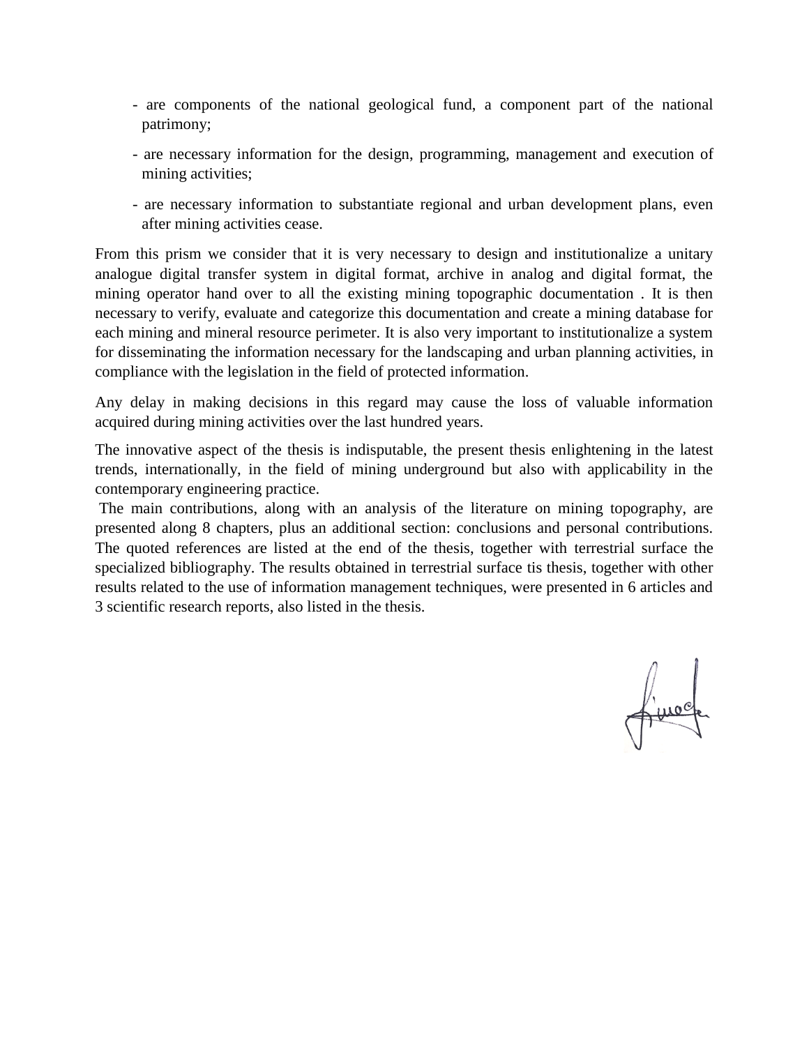- are components of the national geological fund, a component part of the national patrimony;
- are necessary information for the design, programming, management and execution of mining activities;
- are necessary information to substantiate regional and urban development plans, even after mining activities cease.

From this prism we consider that it is very necessary to design and institutionalize a unitary analogue digital transfer system in digital format, archive in analog and digital format, the mining operator hand over to all the existing mining topographic documentation . It is then necessary to verify, evaluate and categorize this documentation and create a mining database for each mining and mineral resource perimeter. It is also very important to institutionalize a system for disseminating the information necessary for the landscaping and urban planning activities, in compliance with the legislation in the field of protected information.

Any delay in making decisions in this regard may cause the loss of valuable information acquired during mining activities over the last hundred years.

The innovative aspect of the thesis is indisputable, the present thesis enlightening in the latest trends, internationally, in the field of mining underground but also with applicability in the contemporary engineering practice.

The main contributions, along with an analysis of the literature on mining topography, are presented along 8 chapters, plus an additional section: conclusions and personal contributions. The quoted references are listed at the end of the thesis, together with terrestrial surface the specialized bibliography. The results obtained in terrestrial surface tis thesis, together with other results related to the use of information management techniques, were presented in 6 articles and 3 scientific research reports, also listed in the thesis.